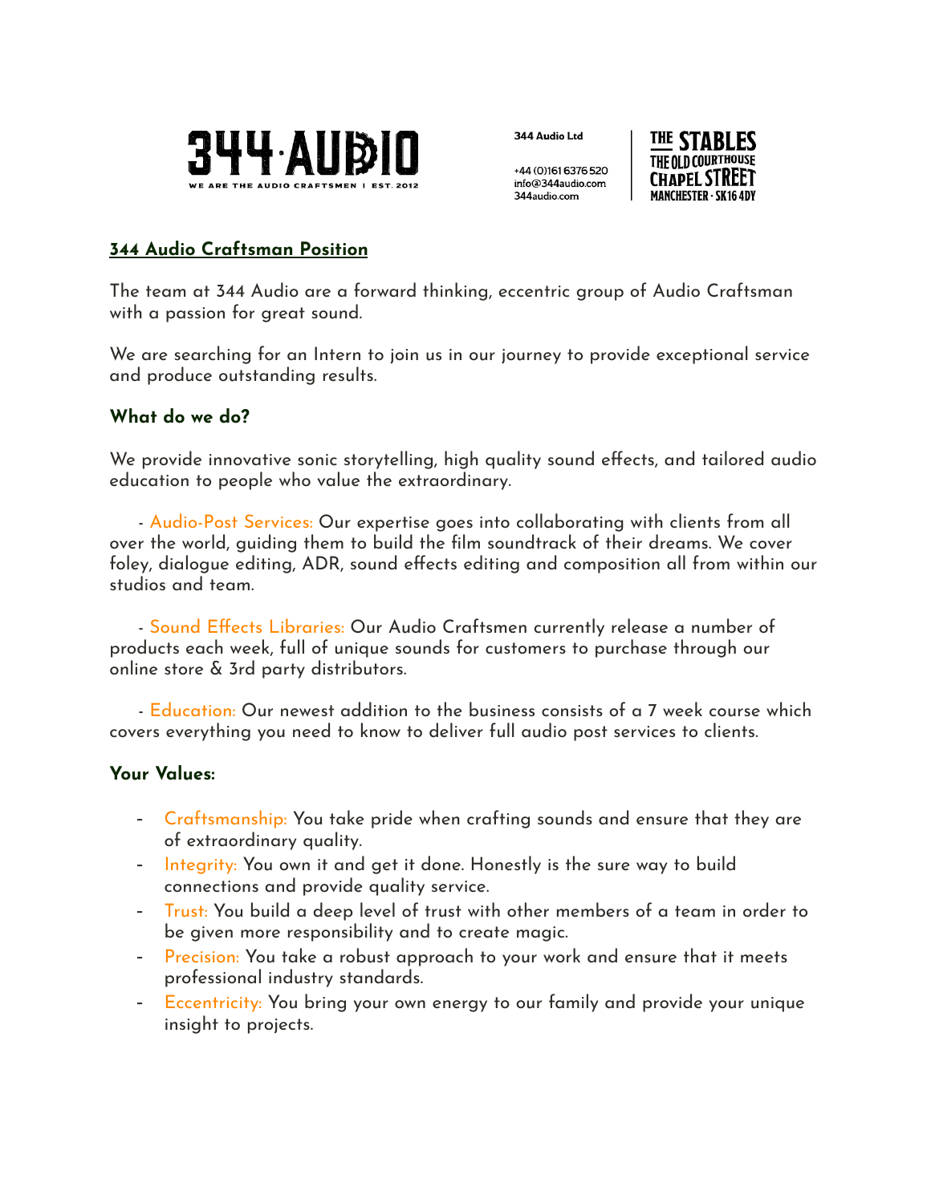**344·AUDIO**
WE ARE THE AUDIO CRAFTSMEN | EST. 2012

**344 Audio Ltd**

+44 (0)161 6376 520
info@344audio.com
344audio.com

THE STABLES
THE OLD COURTHOUSE
CHAPEL STREET
MANCHESTER · SK16 4DY

## 344 Audio Craftsman Position

The team at 344 Audio are a forward thinking, eccentric group of Audio Craftsman with a passion for great sound.

We are searching for an Intern to join us in our journey to provide exceptional service and produce outstanding results.

### What do we do?

We provide innovative sonic storytelling, high quality sound effects, and tailored audio education to people who value the extraordinary.

- Audio-Post Services: Our expertise goes into collaborating with clients from all over the world, guiding them to build the film soundtrack of their dreams. We cover foley, dialogue editing, ADR, sound effects editing and composition all from within our studios and team.

- Sound Effects Libraries: Our Audio Craftsmen currently release a number of products each week, full of unique sounds for customers to purchase through our online store & 3rd party distributors.

- Education: Our newest addition to the business consists of a 7 week course which covers everything you need to know to deliver full audio post services to clients.

### Your Values:

- Craftsmanship: You take pride when crafting sounds and ensure that they are of extraordinary quality.
- Integrity: You own it and get it done. Honestly is the sure way to build connections and provide quality service.
- Trust: You build a deep level of trust with other members of a team in order to be given more responsibility and to create magic.
- Precision: You take a robust approach to your work and ensure that it meets professional industry standards.
- Eccentricity: You bring your own energy to our family and provide your unique insight to projects.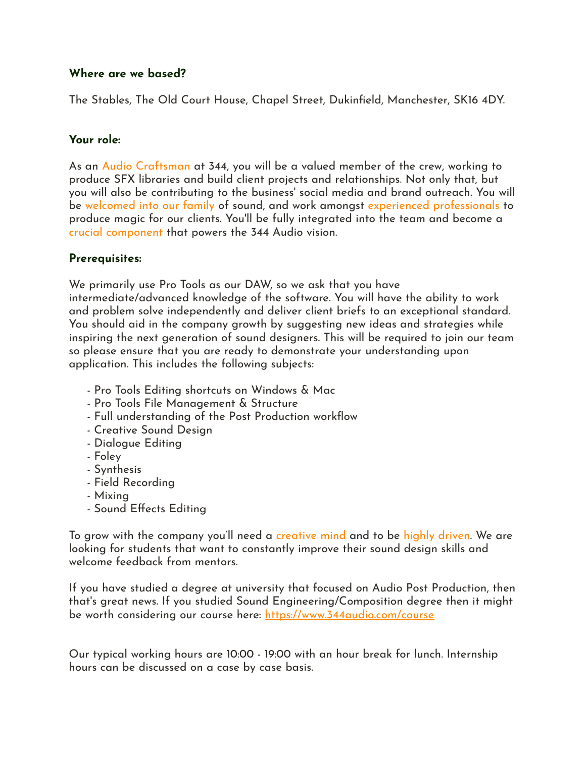**Where are we based?**

The Stables, The Old Court House, Chapel Street, Dukinfield, Manchester, SK16 4DY.

**Your role:**

As an Audio Craftsman at 344, you will be a valued member of the crew, working to produce SFX libraries and build client projects and relationships. Not only that, but you will also be contributing to the business' social media and brand outreach. You will be welcomed into our family of sound, and work amongst experienced professionals to produce magic for our clients. You'll be fully integrated into the team and become a crucial component that powers the 344 Audio vision.

**Prerequisites:**

We primarily use Pro Tools as our DAW, so we ask that you have intermediate/advanced knowledge of the software. You will have the ability to work and problem solve independently and deliver client briefs to an exceptional standard. You should aid in the company growth by suggesting new ideas and strategies while inspiring the next generation of sound designers. This will be required to join our team so please ensure that you are ready to demonstrate your understanding upon application. This includes the following subjects:

- Pro Tools Editing shortcuts on Windows & Mac
- Pro Tools File Management & Structure
- Full understanding of the Post Production workflow
- Creative Sound Design
- Dialogue Editing
- Foley
- Synthesis
- Field Recording
- Mixing
- Sound Effects Editing

To grow with the company you'll need a creative mind and to be highly driven. We are looking for students that want to constantly improve their sound design skills and welcome feedback from mentors.

If you have studied a degree at university that focused on Audio Post Production, then that's great news. If you studied Sound Engineering/Composition degree then it might be worth considering our course here: https://www.344audio.com/course

Our typical working hours are 10:00 - 19:00 with an hour break for lunch. Internship hours can be discussed on a case by case basis.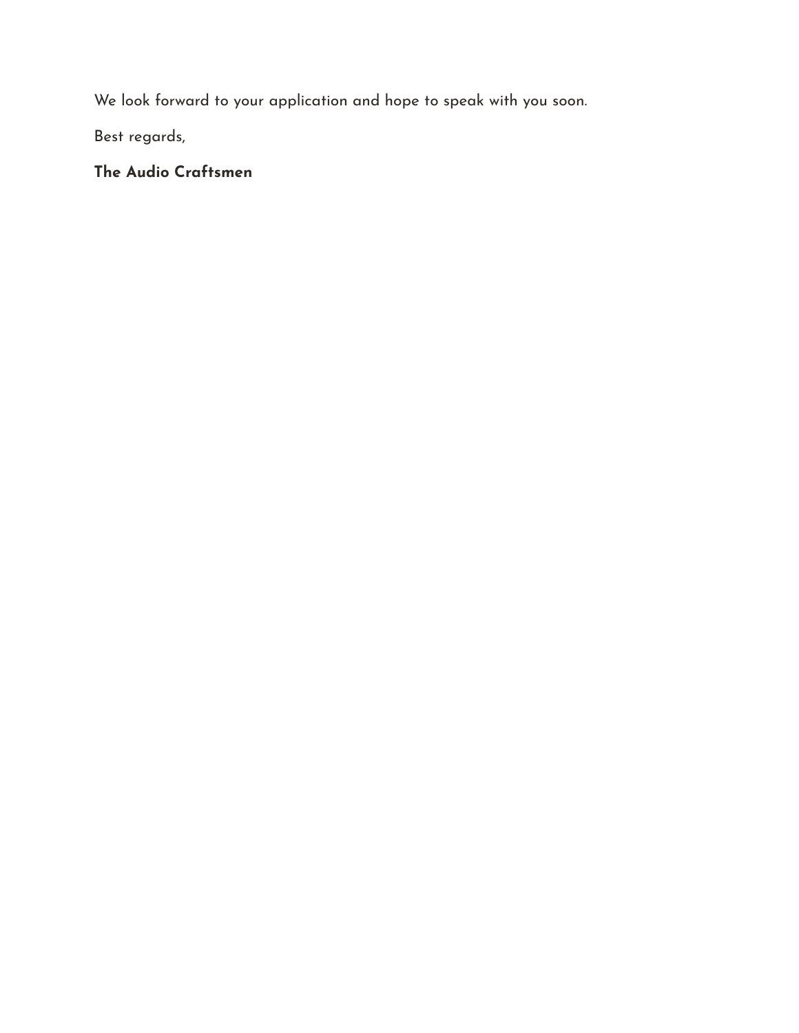We look forward to your application and hope to speak with you soon.

Best regards,

**The Audio Craftsmen**